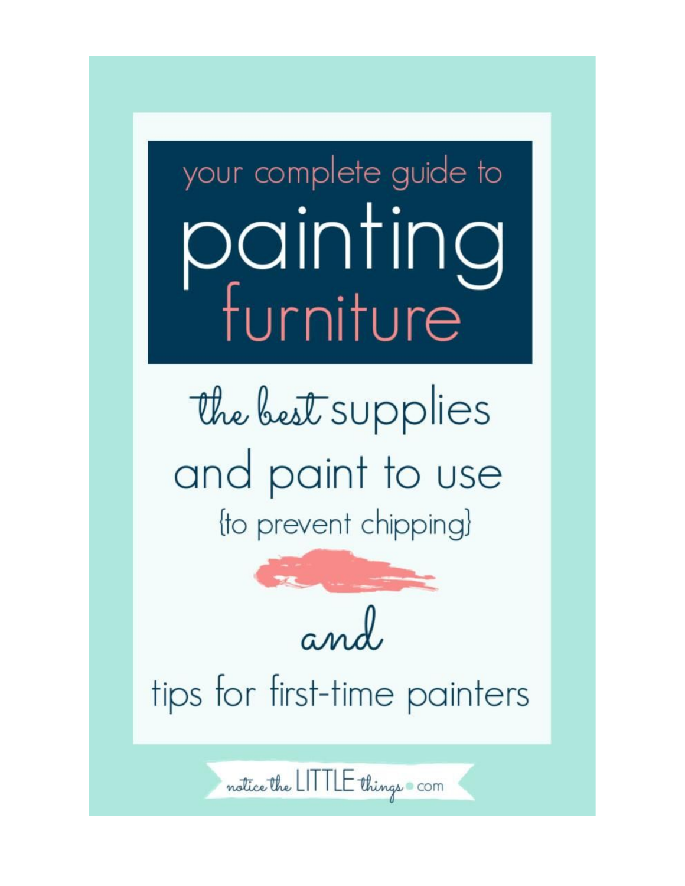your complete guide to

# painting furniture

## the best supplies and paint to use

{to prevent chipping}

and

## tips for first-time painters

notice the LITTLE things . com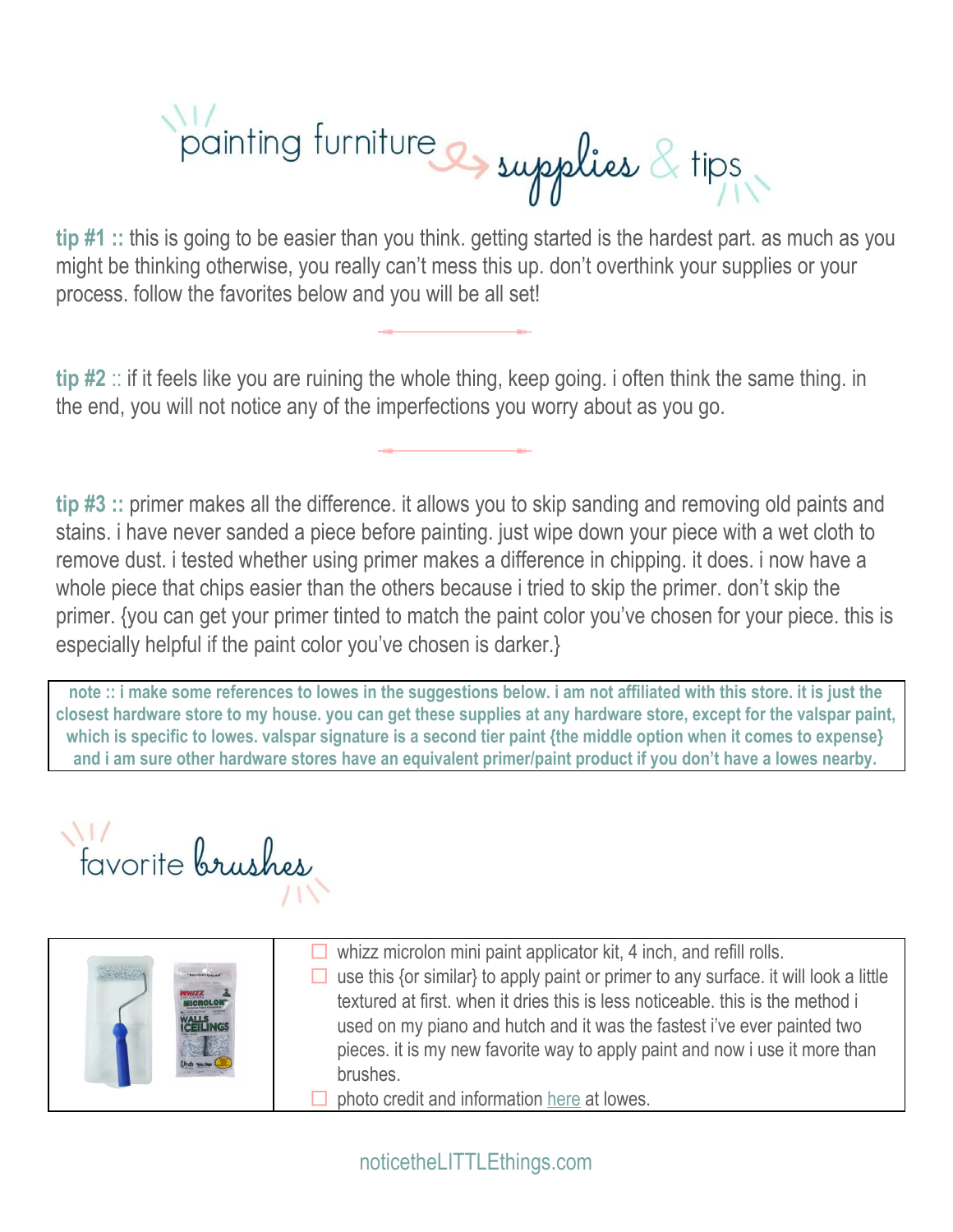# painting furniture supplies & tips

**tip #1 ::** this is going to be easier than you think. getting started is the hardest part. as much as you might be thinking otherwise, you really can't mess this up. don't overthink your supplies or your process. follow the favorites below and you will be all set!

**tip #2** :: if it feels like you are ruining the whole thing, keep going. i often think the same thing. in the end, you will not notice any of the imperfections you worry about as you go.

**tip #3 ::** primer makes all the difference. it allows you to skip sanding and removing old paints and stains. i have never sanded a piece before painting. just wipe down your piece with a wet cloth to remove dust. i tested whether using primer makes a difference in chipping. it does. i now have a whole piece that chips easier than the others because i tried to skip the primer. don't skip the primer. {you can get your primer tinted to match the paint color you've chosen for your piece. this is especially helpful if the paint color you've chosen is darker.}

**note :: i make some references to lowes in the suggestions below. i am not affiliated with this store. it is just the closest hardware store to my house. you can get these supplies at any hardware store, except for the valspar paint, which is specific to lowes. valspar signature is a second tier paint {the middle option when it comes to expense} and i am sure other hardware stores have an equivalent primer/paint product if you don't have a lowes nearby.**

## favorite brushes

- ☐ whizz microlon mini paint applicator kit, 4 inch, and refill rolls.
- ☐ use this {or similar} to apply paint or primer to any surface. it will look a little textured at first. when it dries this is less noticeable. this is the method i used on my piano and hutch and it was the fastest i've ever painted two pieces. it is my new favorite way to apply paint and now i use it more than brushes.
- ☐ photo credit and information here at lowes.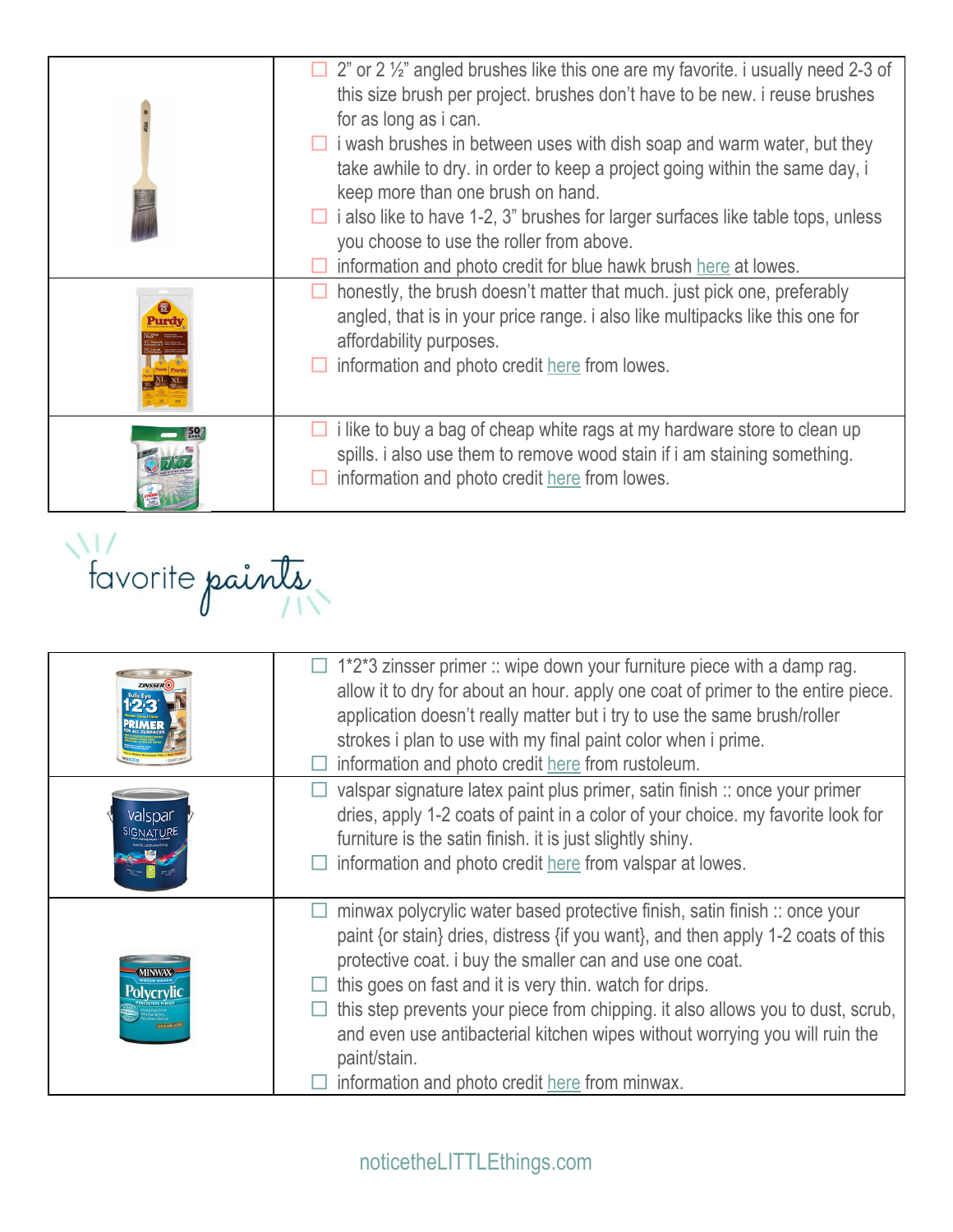| | |
|---|---|
| | ☐ 2" or 2 ½" angled brushes like this one are my favorite. i usually need 2-3 of this size brush per project. brushes don't have to be new. i reuse brushes for as long as i can.<br>☐ i wash brushes in between uses with dish soap and warm water, but they take awhile to dry. in order to keep a project going within the same day, i keep more than one brush on hand.<br>☐ i also like to have 1-2, 3" brushes for larger surfaces like table tops, unless you choose to use the roller from above.<br>☐ information and photo credit for blue hawk brush here at lowes. |
| | ☐ honestly, the brush doesn't matter that much. just pick one, preferably angled, that is in your price range. i also like multipacks like this one for affordability purposes.<br>☐ information and photo credit here from lowes. |
| | ☐ i like to buy a bag of cheap white rags at my hardware store to clean up spills. i also use them to remove wood stain if i am staining something.<br>☐ information and photo credit here from lowes. |

## favorite paints

| | |
|---|---|
| | ☐ 1*2*3 zinsser primer :: wipe down your furniture piece with a damp rag. allow it to dry for about an hour. apply one coat of primer to the entire piece. application doesn't really matter but i try to use the same brush/roller strokes i plan to use with my final paint color when i prime.<br>☐ information and photo credit here from rustoleum. |
| | ☐ valspar signature latex paint plus primer, satin finish :: once your primer dries, apply 1-2 coats of paint in a color of your choice. my favorite look for furniture is the satin finish. it is just slightly shiny.<br>☐ information and photo credit here from valspar at lowes. |
| | ☐ minwax polycrylic water based protective finish, satin finish :: once your paint {or stain} dries, distress {if you want}, and then apply 1-2 coats of this protective coat. i buy the smaller can and use one coat.<br>☐ this goes on fast and it is very thin. watch for drips.<br>☐ this step prevents your piece from chipping. it also allows you to dust, scrub, and even use antibacterial kitchen wipes without worrying you will ruin the paint/stain.<br>☐ information and photo credit here from minwax. |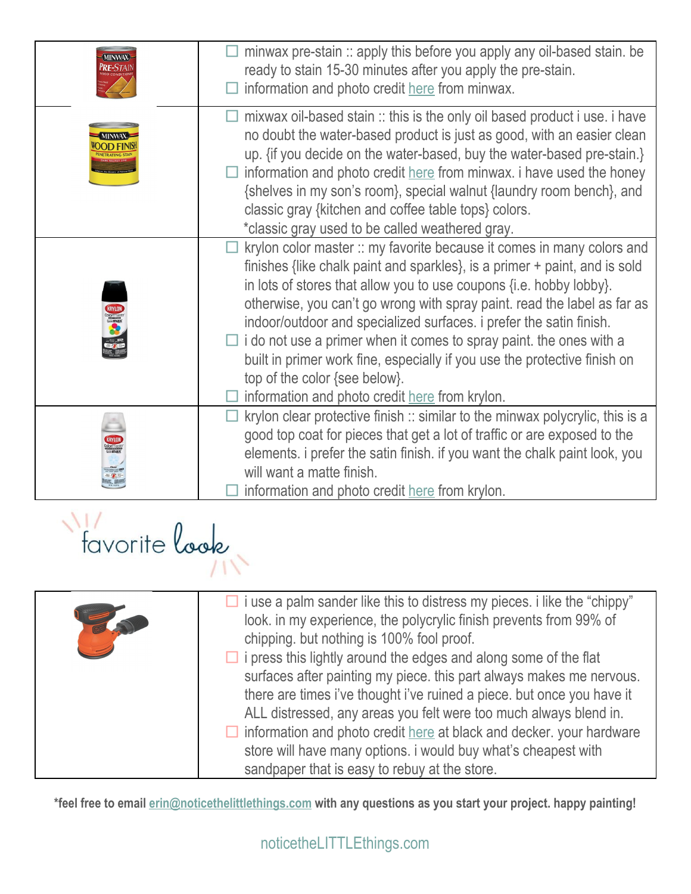| | |
|---|---|
| | ☐ minwax pre-stain :: apply this before you apply any oil-based stain. be ready to stain 15-30 minutes after you apply the pre-stain.<br>☐ information and photo credit here from minwax. |
| | ☐ mixwax oil-based stain :: this is the only oil based product i use. i have no doubt the water-based product is just as good, with an easier clean up. {if you decide on the water-based, buy the water-based pre-stain.}<br>☐ information and photo credit here from minwax. i have used the honey {shelves in my son's room}, special walnut {laundry room bench}, and classic gray {kitchen and coffee table tops} colors.<br>*classic gray used to be called weathered gray. |
| | ☐ krylon color master :: my favorite because it comes in many colors and finishes {like chalk paint and sparkles}, is a primer + paint, and is sold in lots of stores that allow you to use coupons {i.e. hobby lobby}. otherwise, you can't go wrong with spray paint. read the label as far as indoor/outdoor and specialized surfaces. i prefer the satin finish.<br>☐ i do not use a primer when it comes to spray paint. the ones with a built in primer work fine, especially if you use the protective finish on top of the color {see below}.<br>☐ information and photo credit here from krylon. |
| | ☐ krylon clear protective finish :: similar to the minwax polycrylic, this is a good top coat for pieces that get a lot of traffic or are exposed to the elements. i prefer the satin finish. if you want the chalk paint look, you will want a matte finish.<br>☐ information and photo credit here from krylon. |

## favorite look

| | |
|---|---|
| | ☐ i use a palm sander like this to distress my pieces. i like the "chippy" look. in my experience, the polycrylic finish prevents from 99% of chipping. but nothing is 100% fool proof.<br>☐ i press this lightly around the edges and along some of the flat surfaces after painting my piece. this part always makes me nervous. there are times i've thought i've ruined a piece. but once you have it ALL distressed, any areas you felt were too much always blend in.<br>☐ information and photo credit here at black and decker. your hardware store will have many options. i would buy what's cheapest with sandpaper that is easy to rebuy at the store. |

***feel free to email erin@noticethelittlethings.com with any questions as you start your project. happy painting!**

noticetheLITTLEthings.com